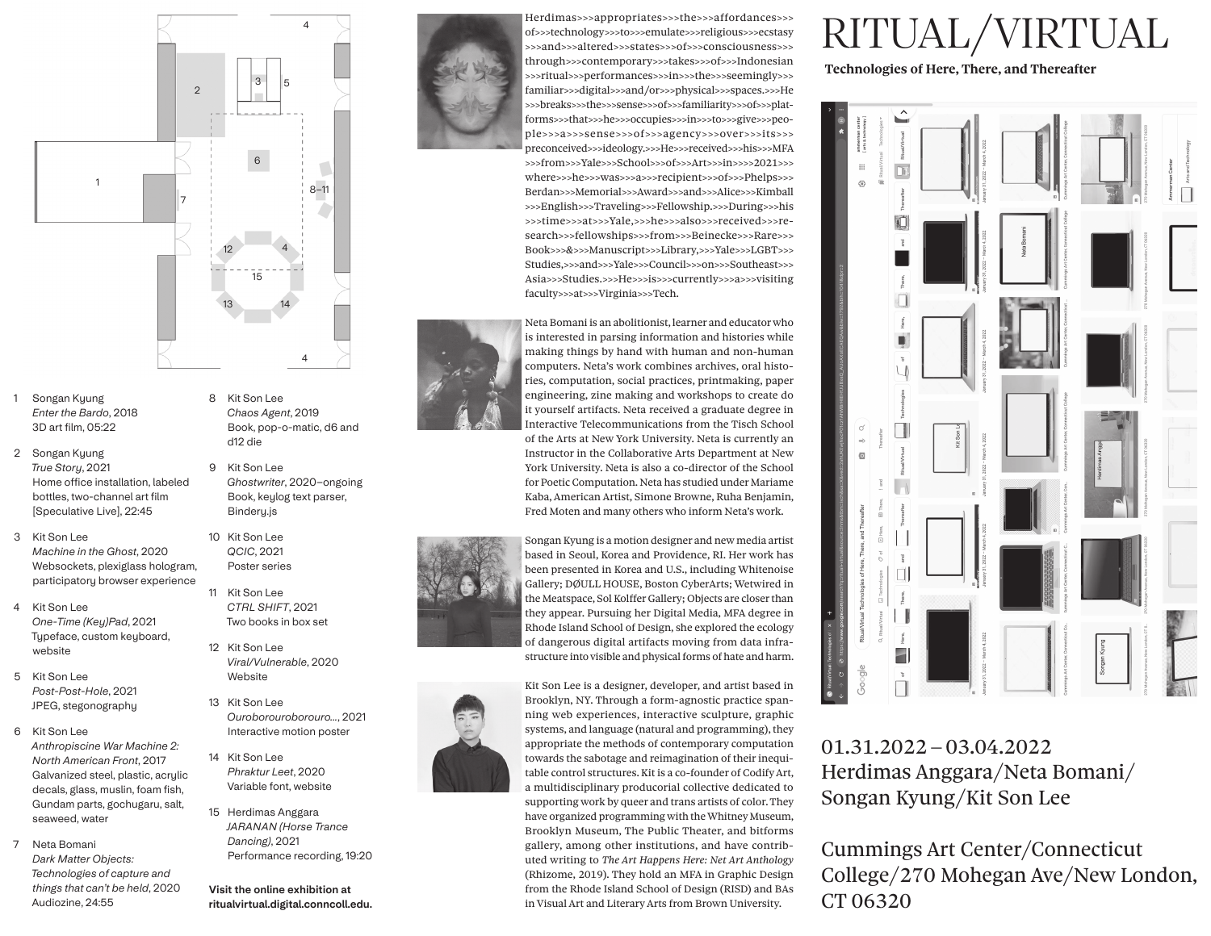# RITUAL/VIRTUAL

**Technologies of Here, There, and Thereafter**

01.31.2022 – 03.04.2022
Herdimas Anggara/Neta Bomani/
Songan Kyung/Kit Son Lee

Cummings Art Center/Connecticut College/270 Mohegan Ave/New London, CT 06320

1. Songan Kyung
   *Enter the Bardo*, 2018
   3D art film, 05:22

2. Songan Kyung
   *True Story*, 2021
   Home office installation, labeled bottles, two-channel art film [Speculative Live], 22:45

3. Kit Son Lee
   *Machine in the Ghost*, 2020
   Websockets, plexiglass hologram, participatory browser experience

4. Kit Son Lee
   *One-Time (Key)Pad*, 2021
   Typeface, custom keyboard, website

5. Kit Son Lee
   *Post-Post-Hole*, 2021
   JPEG, stegonography

6. Kit Son Lee
   *Anthropiscine War Machine 2: North American Front*, 2017
   Galvanized steel, plastic, acrylic decals, glass, muslin, foam fish, Gundam parts, gochugaru, salt, seaweed, water

7. Neta Bomani
   *Dark Matter Objects: Technologies of capture and things that can't be held*, 2020
   Audiozine, 24:55

8. Kit Son Lee
   *Chaos Agent*, 2019
   Book, pop-o-matic, d6 and d12 die

9. Kit Son Lee
   *Ghostwriter*, 2020–ongoing
   Book, keylog text parser, Bindery.js

10. Kit Son Lee
    *QCIC*, 2021
    Poster series

11. Kit Son Lee
    *CTRL SHIFT*, 2021
    Two books in box set

12. Kit Son Lee
    *Viral/Vulnerable*, 2020
    Website

13. Kit Son Lee
    *Ourobourouroborouro...*, 2021
    Interactive motion poster

14. Kit Son Lee
    *Phraktur Leet*, 2020
    Variable font, website

15. Herdimas Anggara
    *JARANAN (Horse Trance Dancing)*, 2021
    Performance recording, 19:20

**Visit the online exhibition at ritualvirtual.digital.conncoll.edu.**

Herdimas>>>appropriates>>>the>>>affordances>>>of>>>technology>>>to>>>emulate>>>religious>>>ecstasy>>>and>>>altered>>>states>>>of>>>consciousness>>>through>>>contemporary>>>takes>>>of>>>Indonesian>>>ritual>>>performances>>>in>>>the>>>seemingly>>>familiar>>>digital>>>and/or>>>physical>>>spaces.>>>He>>>breaks>>>the>>>sense>>>of>>>familiarity>>>of>>>platforms>>>that>>>he>>>occupies>>>in>>>to>>>give>>>people>>>a>>>sense>>>of>>>agency>>>over>>>its>>>preconceived>>>ideology.>>>He>>>received>>>his>>>MFA>>>from>>>Yale>>>School>>>of>>>Art>>>in>>>2021>>>where>>>he>>>was>>>a>>>recipient>>>of>>>Phelps>>>Berdan>>>Memorial>>>Award>>>and>>>Alice>>>Kimball>>>English>>>Traveling>>>Fellowship.>>>During>>>his>>>time>>>at>>>Yale,>>>he>>>also>>>received>>>research>>>fellowships>>>from>>>Beinecke>>>Rare>>>Book>>>&>>>Manuscript>>>Library,>>>Yale>>>LGBT>>>Studies,>>>and>>>Yale>>>Council>>>on>>>Southeast>>>Asia>>>Studies.>>>He>>>is>>>currently>>>a>>>visiting faculty>>>at>>>Virginia>>>Tech.

Neta Bomani is an abolitionist, learner and educator who is interested in parsing information and histories while making things by hand with human and non-human computers. Neta's work combines archives, oral histories, computation, social practices, printmaking, paper engineering, zine making and workshops to create do it yourself artifacts. Neta received a graduate degree in Interactive Telecommunications from the Tisch School of the Arts at New York University. Neta is currently an Instructor in the Collaborative Arts Department at New York University. Neta is also a co-director of the School for Poetic Computation. Neta has studied under Mariame Kaba, American Artist, Simone Browne, Ruha Benjamin, Fred Moten and many others who inform Neta's work.

Songan Kyung is a motion designer and new media artist based in Seoul, Korea and Providence, RI. Her work has been presented in Korea and U.S., including Whitenoise Gallery; DØULL HOUSE, Boston CyberArts; Wetwired in the Meatspace, Sol Kolffer Gallery; Objects are closer than they appear. Pursuing her Digital Media, MFA degree in Rhode Island School of Design, she explored the ecology of dangerous digital artifacts moving from data infrastructure into visible and physical forms of hate and harm.

Kit Son Lee is a designer, developer, and artist based in Brooklyn, NY. Through a form-agnostic practice spanning web experiences, interactive sculpture, graphic systems, and language (natural and programming), they appropriate the methods of contemporary computation towards the sabotage and reimagination of their inequitable control structures. Kit is a co-founder of Codify Art, a multidisciplinary producorial collective dedicated to supporting work by queer and trans artists of color. They have organized programming with the Whitney Museum, Brooklyn Museum, The Public Theater, and bitforms gallery, among other institutions, and have contributed writing to *The Art Happens Here: Net Art Anthology* (Rhizome, 2019). They hold an MFA in Graphic Design from the Rhode Island School of Design (RISD) and BAs in Visual Art and Literary Arts from Brown University.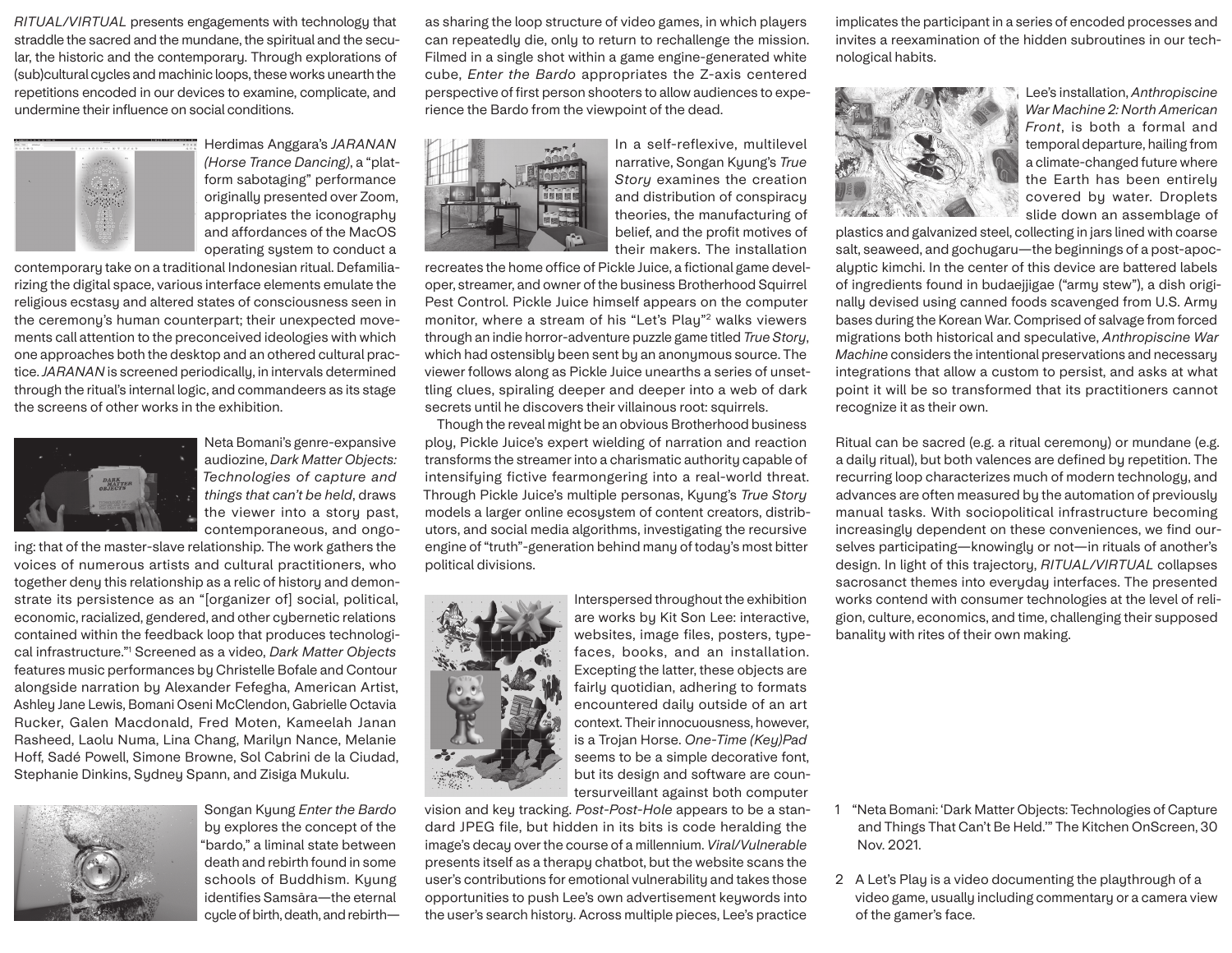*RITUAL/VIRTUAL* presents engagements with technology that straddle the sacred and the mundane, the spiritual and the secular, the historic and the contemporary. Through explorations of (sub)cultural cycles and machinic loops, these works unearth the repetitions encoded in our devices to examine, complicate, and undermine their influence on social conditions.

Herdimas Anggara's *JARANAN (Horse Trance Dancing)*, a "platform sabotaging" performance originally presented over Zoom, appropriates the iconography and affordances of the MacOS operating system to conduct a contemporary take on a traditional Indonesian ritual. Defamiliarizing the digital space, various interface elements emulate the religious ecstasy and altered states of consciousness seen in the ceremony's human counterpart; their unexpected movements call attention to the preconceived ideologies with which one approaches both the desktop and an othered cultural practice. *JARANAN* is screened periodically, in intervals determined through the ritual's internal logic, and commandeers as its stage the screens of other works in the exhibition.

Neta Bomani's genre-expansive audiozine, *Dark Matter Objects: Technologies of capture and things that can't be held*, draws the viewer into a story past, contemporaneous, and ongoing: that of the master-slave relationship. The work gathers the voices of numerous artists and cultural practitioners, who together deny this relationship as a relic of history and demonstrate its persistence as an "[organizer of] social, political, economic, racialized, gendered, and other cybernetic relations contained within the feedback loop that produces technological infrastructure."[1] Screened as a video, *Dark Matter Objects* features music performances by Christelle Bofale and Contour alongside narration by Alexander Fefegha, American Artist, Ashley Jane Lewis, Bomani Oseni McClendon, Gabrielle Octavia Rucker, Galen Macdonald, Fred Moten, Kameelah Janan Rasheed, Laolu Numa, Lina Chang, Marilyn Nance, Melanie Hoff, Sadé Powell, Simone Browne, Sol Cabrini de la Ciudad, Stephanie Dinkins, Sydney Spann, and Zisiga Mukulu.

Songan Kyung *Enter the Bardo* by explores the concept of the "bardo," a liminal state between death and rebirth found in some schools of Buddhism. Kyung identifies Samsāra—the eternal cycle of birth, death, and rebirth—as sharing the loop structure of video games, in which players can repeatedly die, only to return to rechallenge the mission. Filmed in a single shot within a game engine-generated white cube, *Enter the Bardo* appropriates the Z-axis centered perspective of first person shooters to allow audiences to experience the Bardo from the viewpoint of the dead.

In a self-reflexive, multilevel narrative, Songan Kyung's *True Story* examines the creation and distribution of conspiracy theories, the manufacturing of belief, and the profit motives of their makers. The installation recreates the home office of Pickle Juice, a fictional game developer, streamer, and owner of the business Brotherhood Squirrel Pest Control. Pickle Juice himself appears on the computer monitor, where a stream of his "Let's Play"[2] walks viewers through an indie horror-adventure puzzle game titled *True Story*, which had ostensibly been sent by an anonymous source. The viewer follows along as Pickle Juice unearths a series of unsettling clues, spiraling deeper and deeper into a web of dark secrets until he discovers their villainous root: squirrels.

Though the reveal might be an obvious Brotherhood business ploy, Pickle Juice's expert wielding of narration and reaction transforms the streamer into a charismatic authority capable of intensifying fictive fearmongering into a real-world threat. Through Pickle Juice's multiple personas, Kyung's *True Story* models a larger online ecosystem of content creators, distributors, and social media algorithms, investigating the recursive engine of "truth"-generation behind many of today's most bitter political divisions.

Interspersed throughout the exhibition are works by Kit Son Lee: interactive, websites, image files, posters, typefaces, books, and an installation. Excepting the latter, these objects are fairly quotidian, adhering to formats encountered daily outside of an art context. Their innocuousness, however, is a Trojan Horse. *One-Time (Key)Pad* seems to be a simple decorative font, but its design and software are countersurveillant against both computer vision and key tracking. *Post-Post-Hole* appears to be a standard JPEG file, but hidden in its bits is code heralding the image's decay over the course of a millennium. *Viral/Vulnerable* presents itself as a therapy chatbot, but the website scans the user's contributions for emotional vulnerability and takes those opportunities to push Lee's own advertisement keywords into the user's search history. Across multiple pieces, Lee's practice implicates the participant in a series of encoded processes and invites a reexamination of the hidden subroutines in our technological habits.

Lee's installation, *Anthropiscine War Machine 2: North American Front*, is both a formal and temporal departure, hailing from a climate-changed future where the Earth has been entirely covered by water. Droplets slide down an assemblage of plastics and galvanized steel, collecting in jars lined with coarse salt, seaweed, and gochugaru—the beginnings of a post-apocalyptic kimchi. In the center of this device are battered labels of ingredients found in budaejjigae ("army stew"), a dish originally devised using canned foods scavenged from U.S. Army bases during the Korean War. Comprised of salvage from forced migrations both historical and speculative, *Anthropiscine War Machine* considers the intentional preservations and necessary integrations that allow a custom to persist, and asks at what point it will be so transformed that its practitioners cannot recognize it as their own.

Ritual can be sacred (e.g. a ritual ceremony) or mundane (e.g. a daily ritual), but both valences are defined by repetition. The recurring loop characterizes much of modern technology, and advances are often measured by the automation of previously manual tasks. With sociopolitical infrastructure becoming increasingly dependent on these conveniences, we find ourselves participating—knowingly or not—in rituals of another's design. In light of this trajectory, *RITUAL/VIRTUAL* collapses sacrosanct themes into everyday interfaces. The presented works contend with consumer technologies at the level of religion, culture, economics, and time, challenging their supposed banality with rites of their own making.

1 "Neta Bomani: 'Dark Matter Objects: Technologies of Capture and Things That Can't Be Held.'" The Kitchen OnScreen, 30 Nov. 2021.

2 A Let's Play is a video documenting the playthrough of a video game, usually including commentary or a camera view of the gamer's face.